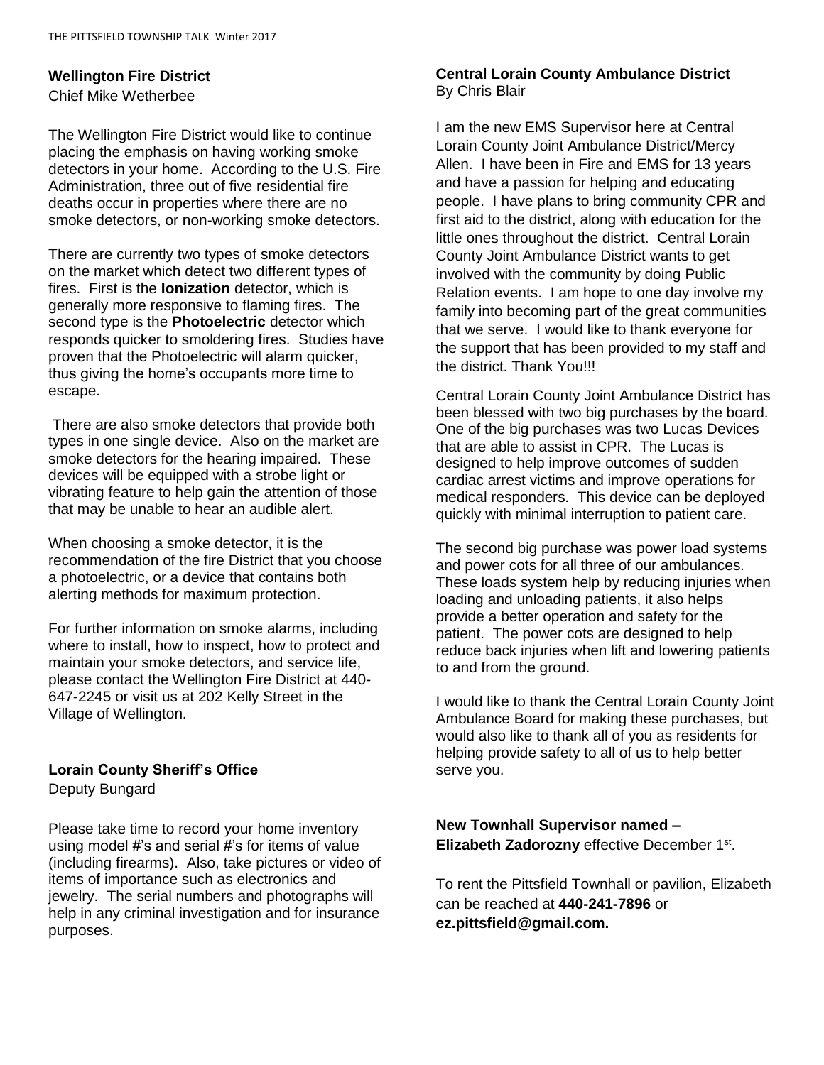## Wellington Fire District

Chief Mike Wetherbee

The Wellington Fire District would like to continue placing the emphasis on having working smoke detectors in your home. According to the U.S. Fire Administration, three out of five residential fire deaths occur in properties where there are no smoke detectors, or non-working smoke detectors.

There are currently two types of smoke detectors on the market which detect two different types of fires. First is the **Ionization** detector, which is generally more responsive to flaming fires. The second type is the **Photoelectric** detector which responds quicker to smoldering fires. Studies have proven that the Photoelectric will alarm quicker, thus giving the home's occupants more time to escape.

There are also smoke detectors that provide both types in one single device. Also on the market are smoke detectors for the hearing impaired. These devices will be equipped with a strobe light or vibrating feature to help gain the attention of those that may be unable to hear an audible alert.

When choosing a smoke detector, it is the recommendation of the fire District that you choose a photoelectric, or a device that contains both alerting methods for maximum protection.

For further information on smoke alarms, including where to install, how to inspect, how to protect and maintain your smoke detectors, and service life, please contact the Wellington Fire District at 440-647-2245 or visit us at 202 Kelly Street in the Village of Wellington.

## Lorain County Sheriff's Office

Deputy Bungard

Please take time to record your home inventory using model #'s and serial #'s for items of value (including firearms). Also, take pictures or video of items of importance such as electronics and jewelry. The serial numbers and photographs will help in any criminal investigation and for insurance purposes.

## Central Lorain County Ambulance District

By Chris Blair

I am the new EMS Supervisor here at Central Lorain County Joint Ambulance District/Mercy Allen. I have been in Fire and EMS for 13 years and have a passion for helping and educating people. I have plans to bring community CPR and first aid to the district, along with education for the little ones throughout the district. Central Lorain County Joint Ambulance District wants to get involved with the community by doing Public Relation events. I am hope to one day involve my family into becoming part of the great communities that we serve. I would like to thank everyone for the support that has been provided to my staff and the district. Thank You!!!

Central Lorain County Joint Ambulance District has been blessed with two big purchases by the board. One of the big purchases was two Lucas Devices that are able to assist in CPR. The Lucas is designed to help improve outcomes of sudden cardiac arrest victims and improve operations for medical responders. This device can be deployed quickly with minimal interruption to patient care.

The second big purchase was power load systems and power cots for all three of our ambulances. These loads system help by reducing injuries when loading and unloading patients, it also helps provide a better operation and safety for the patient. The power cots are designed to help reduce back injuries when lift and lowering patients to and from the ground.

I would like to thank the Central Lorain County Joint Ambulance Board for making these purchases, but would also like to thank all of you as residents for helping provide safety to all of us to help better serve you.

## New Townhall Supervisor named – Elizabeth Zadorozny effective December 1st.

To rent the Pittsfield Townhall or pavilion, Elizabeth can be reached at **440-241-7896** or **ez.pittsfield@gmail.com.**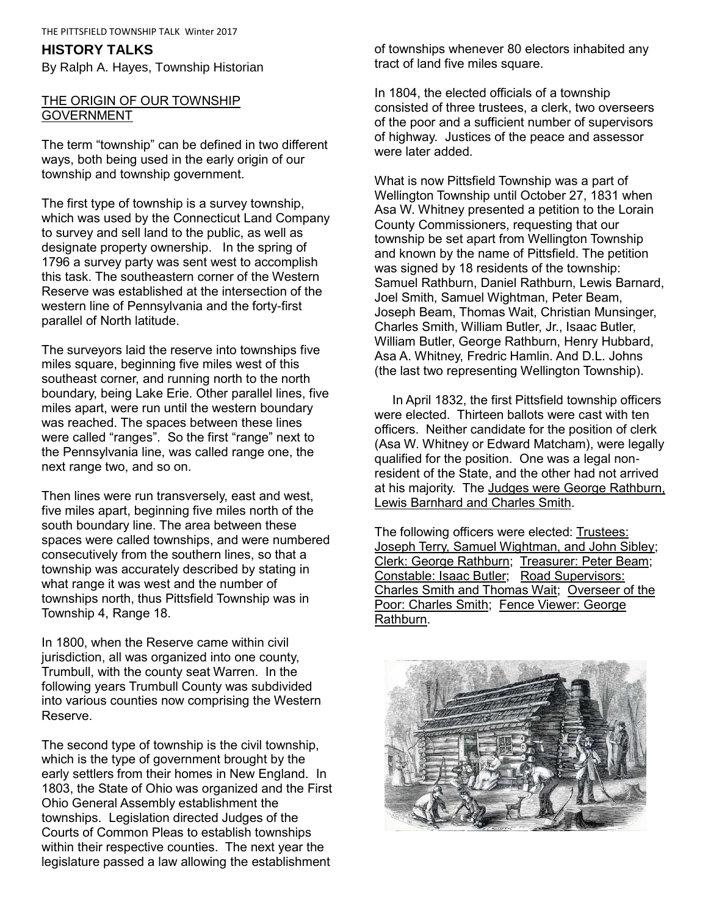## HISTORY TALKS

By Ralph A. Hayes, Township Historian

### THE ORIGIN OF OUR TOWNSHIP GOVERNMENT

The term "township" can be defined in two different ways, both being used in the early origin of our township and township government.

The first type of township is a survey township, which was used by the Connecticut Land Company to survey and sell land to the public, as well as designate property ownership. In the spring of 1796 a survey party was sent west to accomplish this task. The southeastern corner of the Western Reserve was established at the intersection of the western line of Pennsylvania and the forty-first parallel of North latitude.

The surveyors laid the reserve into townships five miles square, beginning five miles west of this southeast corner, and running north to the north boundary, being Lake Erie. Other parallel lines, five miles apart, were run until the western boundary was reached. The spaces between these lines were called "ranges". So the first "range" next to the Pennsylvania line, was called range one, the next range two, and so on.

Then lines were run transversely, east and west, five miles apart, beginning five miles north of the south boundary line. The area between these spaces were called townships, and were numbered consecutively from the southern lines, so that a township was accurately described by stating in what range it was west and the number of townships north, thus Pittsfield Township was in Township 4, Range 18.

In 1800, when the Reserve came within civil jurisdiction, all was organized into one county, Trumbull, with the county seat Warren. In the following years Trumbull County was subdivided into various counties now comprising the Western Reserve.

The second type of township is the civil township, which is the type of government brought by the early settlers from their homes in New England. In 1803, the State of Ohio was organized and the First Ohio General Assembly establishment the townships. Legislation directed Judges of the Courts of Common Pleas to establish townships within their respective counties. The next year the legislature passed a law allowing the establishment of townships whenever 80 electors inhabited any tract of land five miles square.

In 1804, the elected officials of a township consisted of three trustees, a clerk, two overseers of the poor and a sufficient number of supervisors of highway. Justices of the peace and assessor were later added.

What is now Pittsfield Township was a part of Wellington Township until October 27, 1831 when Asa W. Whitney presented a petition to the Lorain County Commissioners, requesting that our township be set apart from Wellington Township and known by the name of Pittsfield. The petition was signed by 18 residents of the township: Samuel Rathburn, Daniel Rathburn, Lewis Barnard, Joel Smith, Samuel Wightman, Peter Beam, Joseph Beam, Thomas Wait, Christian Munsinger, Charles Smith, William Butler, Jr., Isaac Butler, William Butler, George Rathburn, Henry Hubbard, Asa A. Whitney, Fredric Hamlin. And D.L. Johns (the last two representing Wellington Township).

In April 1832, the first Pittsfield township officers were elected. Thirteen ballots were cast with ten officers. Neither candidate for the position of clerk (Asa W. Whitney or Edward Matcham), were legally qualified for the position. One was a legal non-resident of the State, and the other had not arrived at his majority. The Judges were George Rathburn, Lewis Barnhard and Charles Smith.

The following officers were elected: Trustees: Joseph Terry, Samuel Wightman, and John Sibley; Clerk: George Rathburn; Treasurer: Peter Beam; Constable: Isaac Butler; Road Supervisors: Charles Smith and Thomas Wait; Overseer of the Poor: Charles Smith; Fence Viewer: George Rathburn.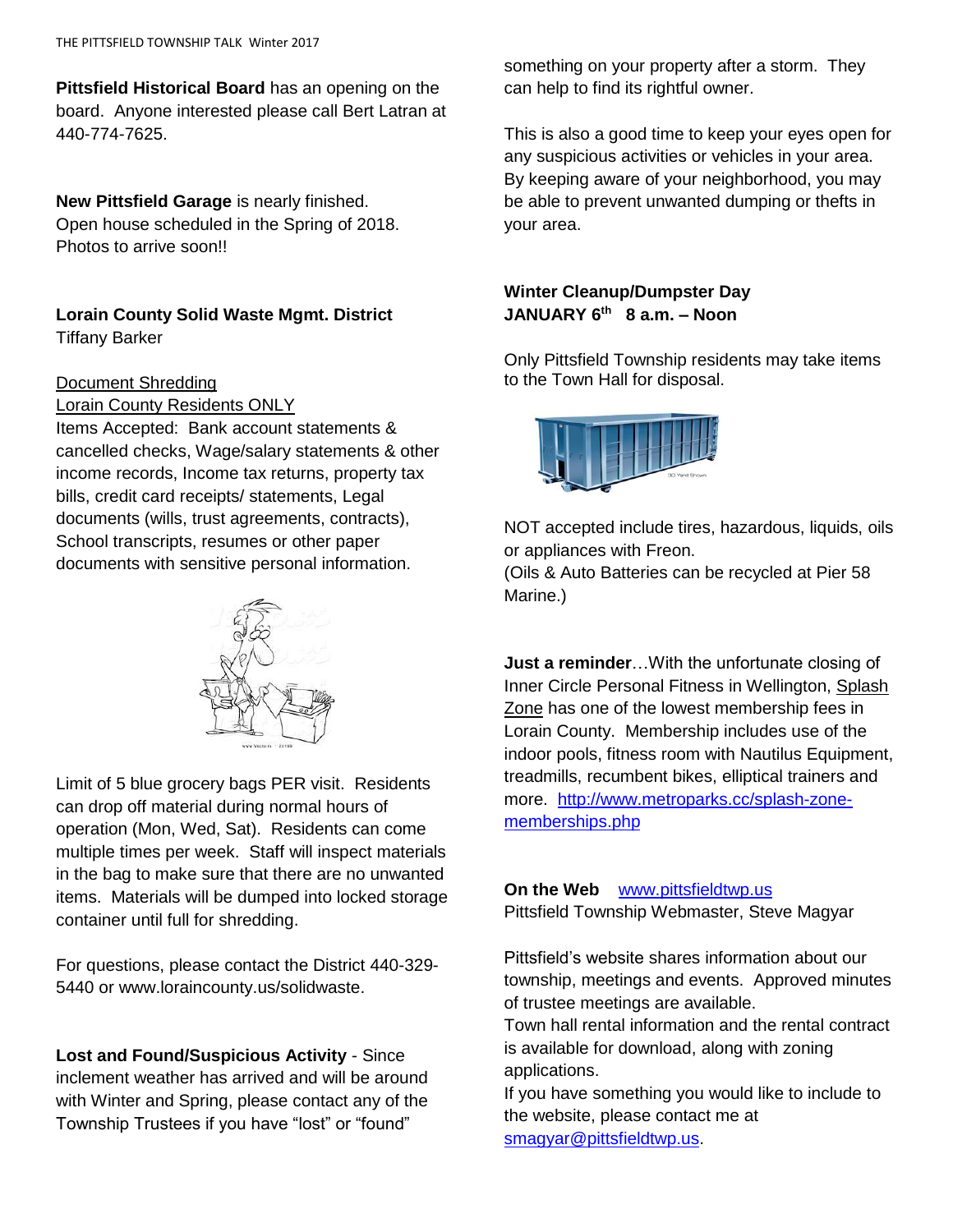**Pittsfield Historical Board** has an opening on the board. Anyone interested please call Bert Latran at 440-774-7625.

**New Pittsfield Garage** is nearly finished. Open house scheduled in the Spring of 2018. Photos to arrive soon!!

**Lorain County Solid Waste Mgmt. District**
Tiffany Barker

Document Shredding
Lorain County Residents ONLY
Items Accepted: Bank account statements & cancelled checks, Wage/salary statements & other income records, Income tax returns, property tax bills, credit card receipts/ statements, Legal documents (wills, trust agreements, contracts), School transcripts, resumes or other paper documents with sensitive personal information.

Limit of 5 blue grocery bags PER visit. Residents can drop off material during normal hours of operation (Mon, Wed, Sat). Residents can come multiple times per week. Staff will inspect materials in the bag to make sure that there are no unwanted items. Materials will be dumped into locked storage container until full for shredding.

For questions, please contact the District 440-329-5440 or www.loraincounty.us/solidwaste.

**Lost and Found/Suspicious Activity** - Since inclement weather has arrived and will be around with Winter and Spring, please contact any of the Township Trustees if you have "lost" or "found" something on your property after a storm. They can help to find its rightful owner.

This is also a good time to keep your eyes open for any suspicious activities or vehicles in your area. By keeping aware of your neighborhood, you may be able to prevent unwanted dumping or thefts in your area.

**Winter Cleanup/Dumpster Day**
**JANUARY 6th 8 a.m. – Noon**

Only Pittsfield Township residents may take items to the Town Hall for disposal.

NOT accepted include tires, hazardous, liquids, oils or appliances with Freon.
(Oils & Auto Batteries can be recycled at Pier 58 Marine.)

**Just a reminder**…With the unfortunate closing of Inner Circle Personal Fitness in Wellington, Splash Zone has one of the lowest membership fees in Lorain County. Membership includes use of the indoor pools, fitness room with Nautilus Equipment, treadmills, recumbent bikes, elliptical trainers and more. http://www.metroparks.cc/splash-zone-memberships.php

**On the Web** www.pittsfieldtwp.us
Pittsfield Township Webmaster, Steve Magyar

Pittsfield's website shares information about our township, meetings and events. Approved minutes of trustee meetings are available.
Town hall rental information and the rental contract is available for download, along with zoning applications.
If you have something you would like to include to the website, please contact me at smagyar@pittsfieldtwp.us.